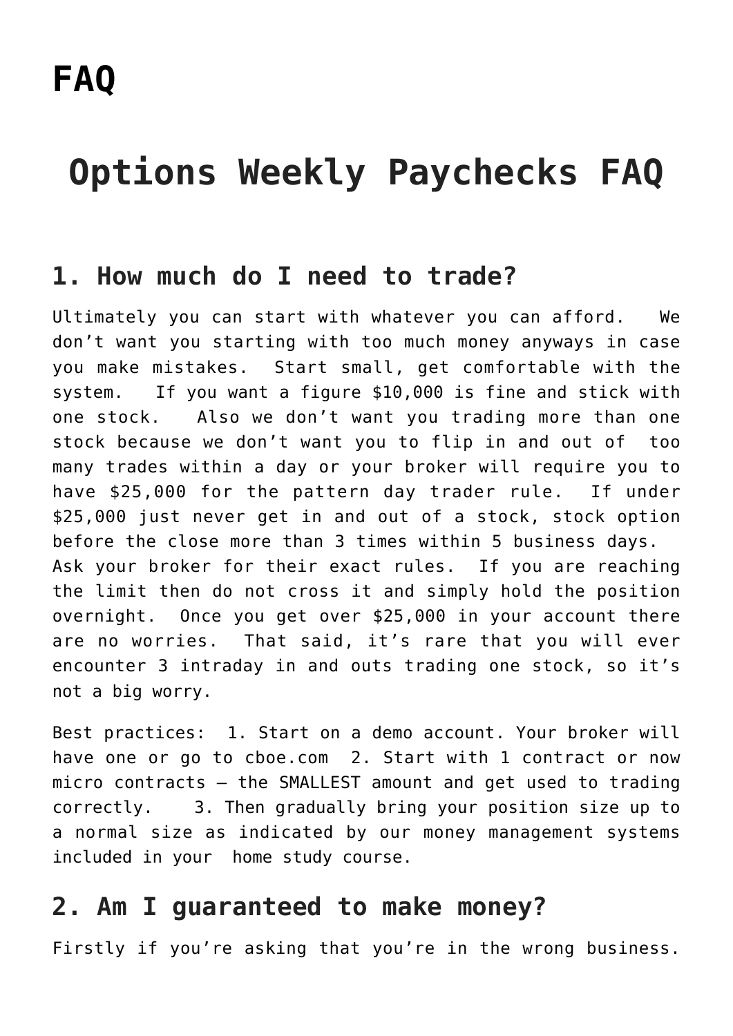# FAQ

## Options Weekly Paychecks FAQ

### 1. How much do I need to trade?

Ultimately you can start with whatever you can afford. We don't want you starting with too much money anyways in case you make mistakes. Start small, get comfortable with the system. If you want a figure $10,000 is fine and stick with one stock. Also we don't want you trading more than one stock because we don't want you to flip in and out of too many trades within a day or your broker will require you to have $25,000 for the pattern day trader rule. If under $25,000 just never get in and out of a stock, stock option before the close more than 3 times within 5 business days. Ask your broker for their exact rules. If you are reaching the limit then do not cross it and simply hold the position overnight. Once you get over $25,000 in your account there are no worries. That said, it's rare that you will ever encounter 3 intraday in and outs trading one stock, so it's not a big worry.

Best practices: 1. Start on a demo account. Your broker will have one or go to cboe.com 2. Start with 1 contract or now micro contracts – the SMALLEST amount and get used to trading correctly. 3. Then gradually bring your position size up to a normal size as indicated by our money management systems included in your home study course.

### 2. Am I guaranteed to make money?

Firstly if you're asking that you're in the wrong business.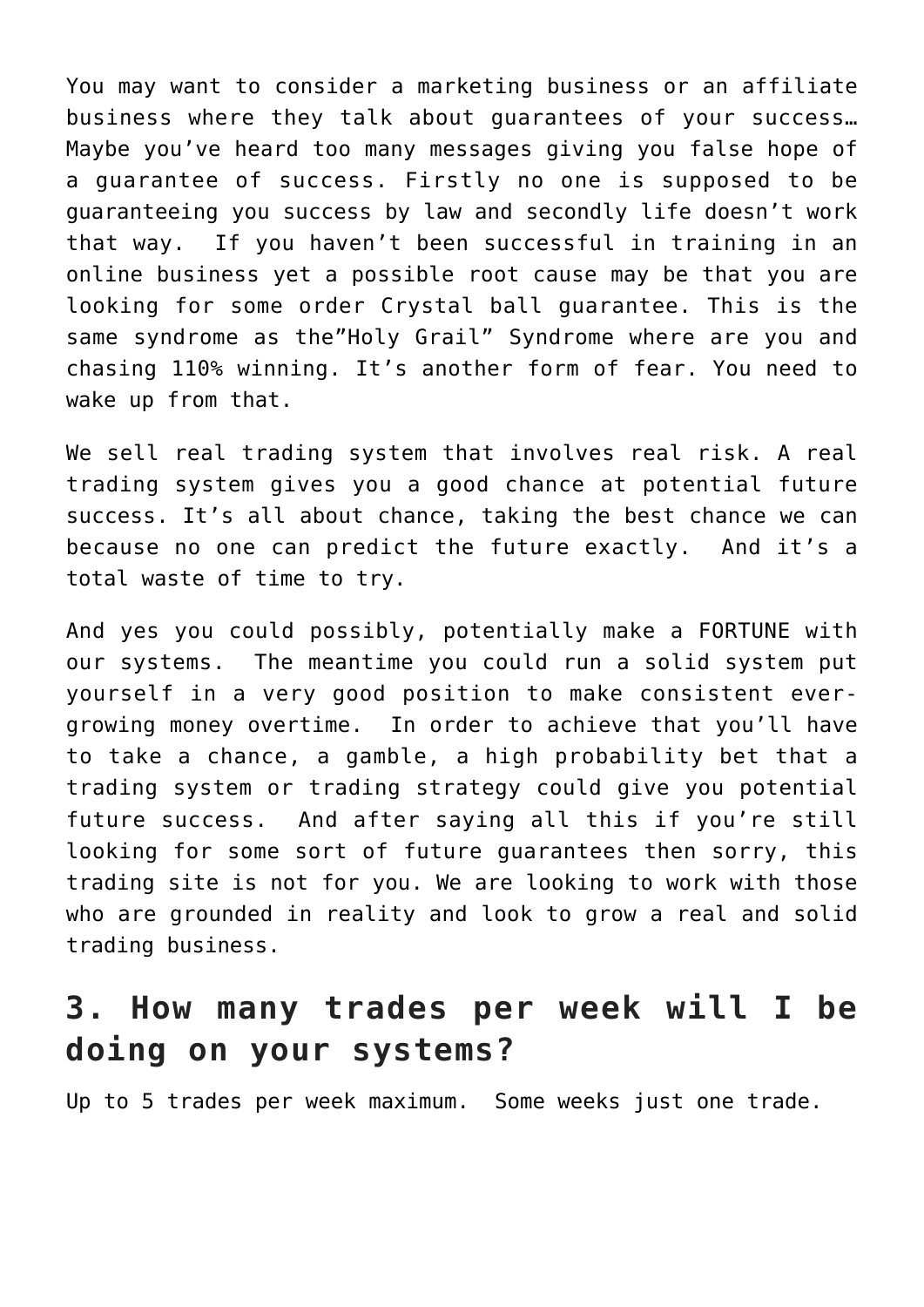You may want to consider a marketing business or an affiliate business where they talk about guarantees of your success… Maybe you've heard too many messages giving you false hope of a guarantee of success. Firstly no one is supposed to be guaranteeing you success by law and secondly life doesn't work that way.  If you haven't been successful in training in an online business yet a possible root cause may be that you are looking for some order Crystal ball guarantee. This is the same syndrome as the"Holy Grail" Syndrome where are you and chasing 110% winning. It's another form of fear. You need to wake up from that.

We sell real trading system that involves real risk. A real trading system gives you a good chance at potential future success. It's all about chance, taking the best chance we can because no one can predict the future exactly.  And it's a total waste of time to try.

And yes you could possibly, potentially make a FORTUNE with our systems.  The meantime you could run a solid system put yourself in a very good position to make consistent ever-growing money overtime.  In order to achieve that you'll have to take a chance, a gamble, a high probability bet that a trading system or trading strategy could give you potential future success.  And after saying all this if you're still looking for some sort of future guarantees then sorry, this trading site is not for you. We are looking to work with those who are grounded in reality and look to grow a real and solid trading business.

## 3. How many trades per week will I be doing on your systems?

Up to 5 trades per week maximum.  Some weeks just one trade.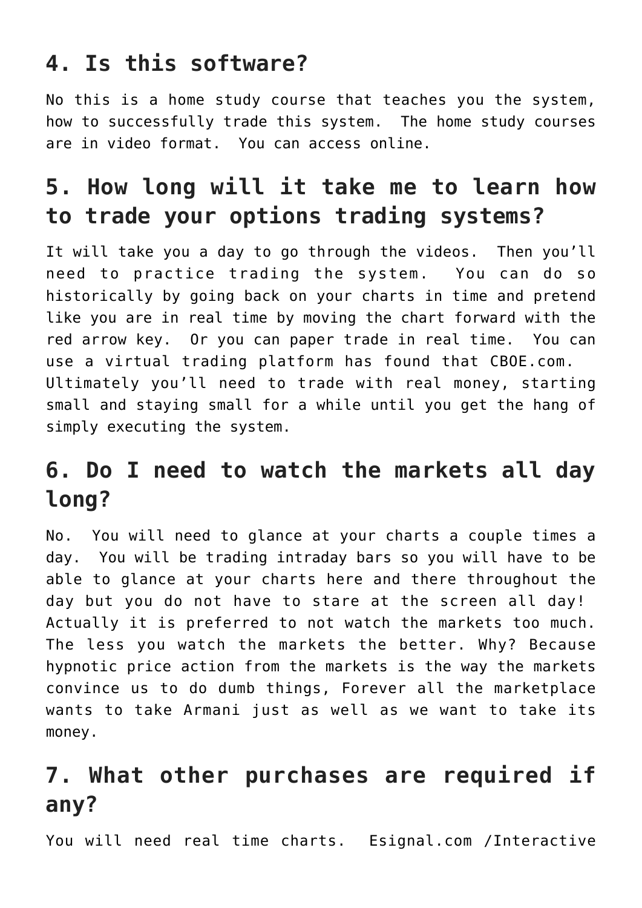## 4. Is this software?

No this is a home study course that teaches you the system, how to successfully trade this system. The home study courses are in video format. You can access online.

## 5. How long will it take me to learn how to trade your options trading systems?

It will take you a day to go through the videos. Then you'll need to practice trading the system. You can do so historically by going back on your charts in time and pretend like you are in real time by moving the chart forward with the red arrow key. Or you can paper trade in real time. You can use a virtual trading platform has found that CBOE.com. Ultimately you'll need to trade with real money, starting small and staying small for a while until you get the hang of simply executing the system.

## 6. Do I need to watch the markets all day long?

No. You will need to glance at your charts a couple times a day. You will be trading intraday bars so you will have to be able to glance at your charts here and there throughout the day but you do not have to stare at the screen all day! Actually it is preferred to not watch the markets too much. The less you watch the markets the better. Why? Because hypnotic price action from the markets is the way the markets convince us to do dumb things, Forever all the marketplace wants to take Armani just as well as we want to take its money.

## 7. What other purchases are required if any?

You will need real time charts. Esignal.com /Interactive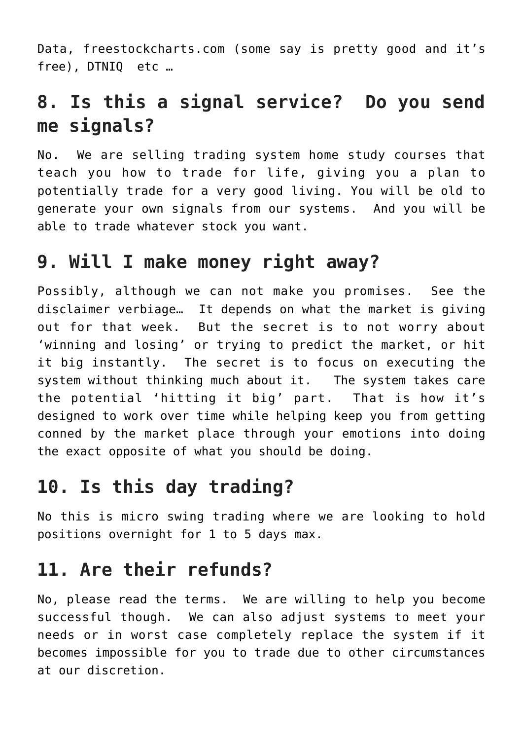Data, freestockcharts.com (some say is pretty good and it's free), DTNIQ  etc …

## 8. Is this a signal service?  Do you send me signals?

No.  We are selling trading system home study courses that teach you how to trade for life, giving you a plan to potentially trade for a very good living. You will be old to generate your own signals from our systems.  And you will be able to trade whatever stock you want.

## 9. Will I make money right away?

Possibly, although we can not make you promises.  See the disclaimer verbiage…  It depends on what the market is giving out for that week.  But the secret is to not worry about 'winning and losing' or trying to predict the market, or hit it big instantly.  The secret is to focus on executing the system without thinking much about it.   The system takes care the potential 'hitting it big' part.  That is how it's designed to work over time while helping keep you from getting conned by the market place through your emotions into doing the exact opposite of what you should be doing.

## 10. Is this day trading?

No this is micro swing trading where we are looking to hold positions overnight for 1 to 5 days max.

## 11. Are their refunds?

No, please read the terms.  We are willing to help you become successful though.  We can also adjust systems to meet your needs or in worst case completely replace the system if it becomes impossible for you to trade due to other circumstances at our discretion.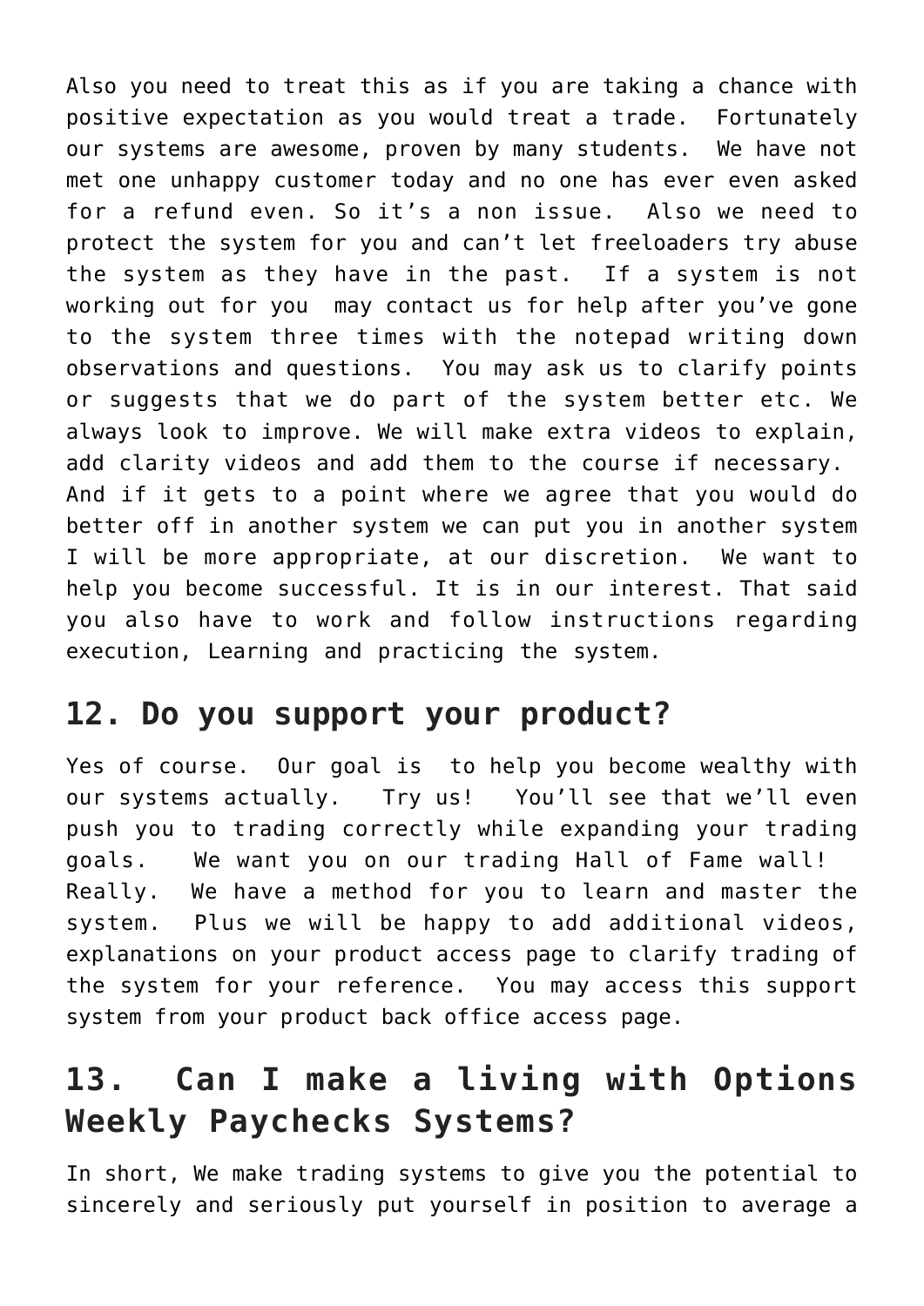Also you need to treat this as if you are taking a chance with positive expectation as you would treat a trade. Fortunately our systems are awesome, proven by many students. We have not met one unhappy customer today and no one has ever even asked for a refund even. So it's a non issue. Also we need to protect the system for you and can't let freeloaders try abuse the system as they have in the past. If a system is not working out for you may contact us for help after you've gone to the system three times with the notepad writing down observations and questions. You may ask us to clarify points or suggests that we do part of the system better etc. We always look to improve. We will make extra videos to explain, add clarity videos and add them to the course if necessary. And if it gets to a point where we agree that you would do better off in another system we can put you in another system I will be more appropriate, at our discretion. We want to help you become successful. It is in our interest. That said you also have to work and follow instructions regarding execution, Learning and practicing the system.

## 12. Do you support your product?

Yes of course. Our goal is to help you become wealthy with our systems actually. Try us! You'll see that we'll even push you to trading correctly while expanding your trading goals. We want you on our trading Hall of Fame wall! Really. We have a method for you to learn and master the system. Plus we will be happy to add additional videos, explanations on your product access page to clarify trading of the system for your reference. You may access this support system from your product back office access page.

## 13. Can I make a living with Options Weekly Paychecks Systems?

In short, We make trading systems to give you the potential to sincerely and seriously put yourself in position to average a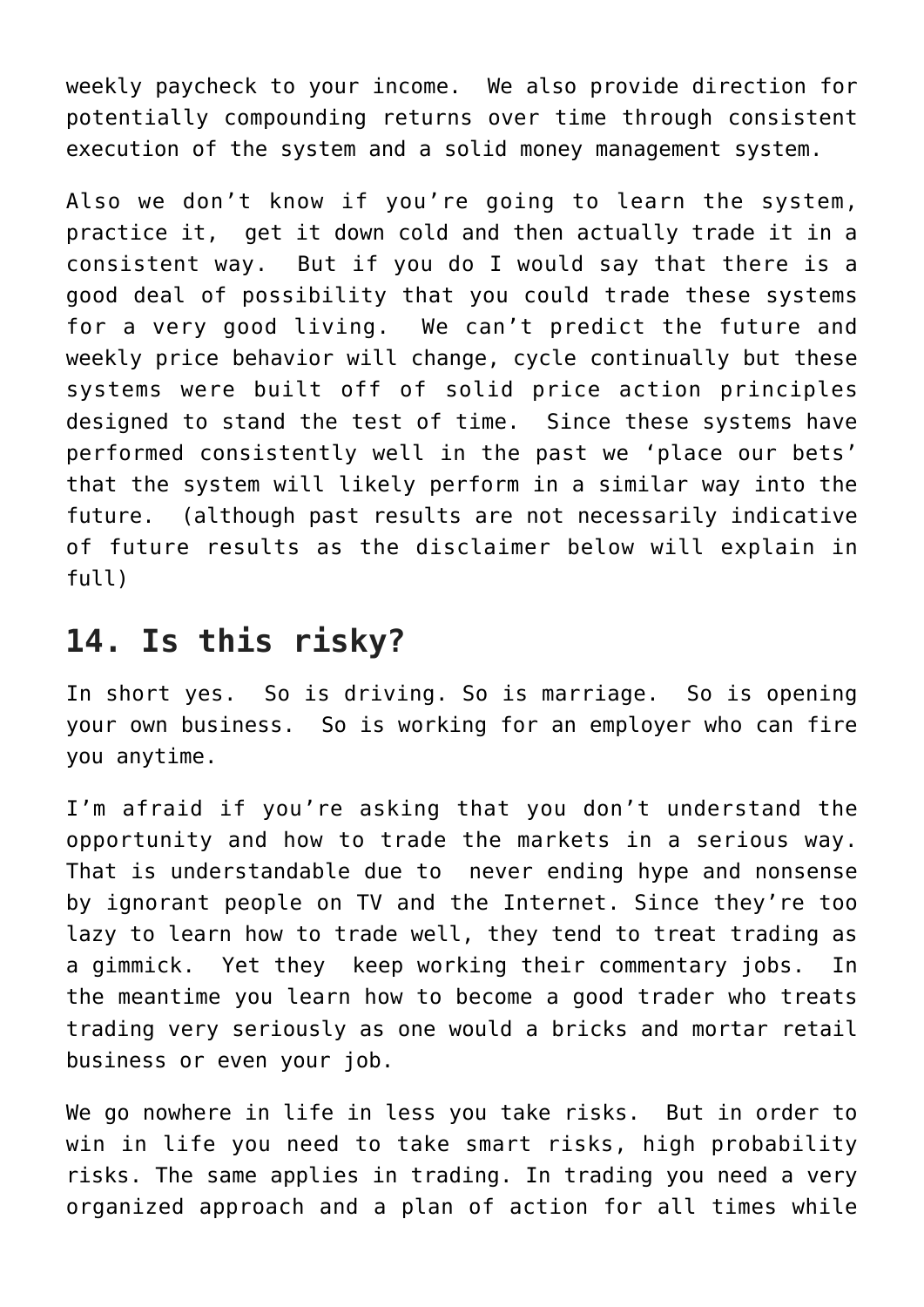weekly paycheck to your income. We also provide direction for potentially compounding returns over time through consistent execution of the system and a solid money management system.

Also we don't know if you're going to learn the system, practice it, get it down cold and then actually trade it in a consistent way. But if you do I would say that there is a good deal of possibility that you could trade these systems for a very good living. We can't predict the future and weekly price behavior will change, cycle continually but these systems were built off of solid price action principles designed to stand the test of time. Since these systems have performed consistently well in the past we 'place our bets' that the system will likely perform in a similar way into the future. (although past results are not necessarily indicative of future results as the disclaimer below will explain in full)

## 14. Is this risky?

In short yes. So is driving. So is marriage. So is opening your own business. So is working for an employer who can fire you anytime.

I'm afraid if you're asking that you don't understand the opportunity and how to trade the markets in a serious way. That is understandable due to never ending hype and nonsense by ignorant people on TV and the Internet. Since they're too lazy to learn how to trade well, they tend to treat trading as a gimmick. Yet they keep working their commentary jobs. In the meantime you learn how to become a good trader who treats trading very seriously as one would a bricks and mortar retail business or even your job.

We go nowhere in life in less you take risks. But in order to win in life you need to take smart risks, high probability risks. The same applies in trading. In trading you need a very organized approach and a plan of action for all times while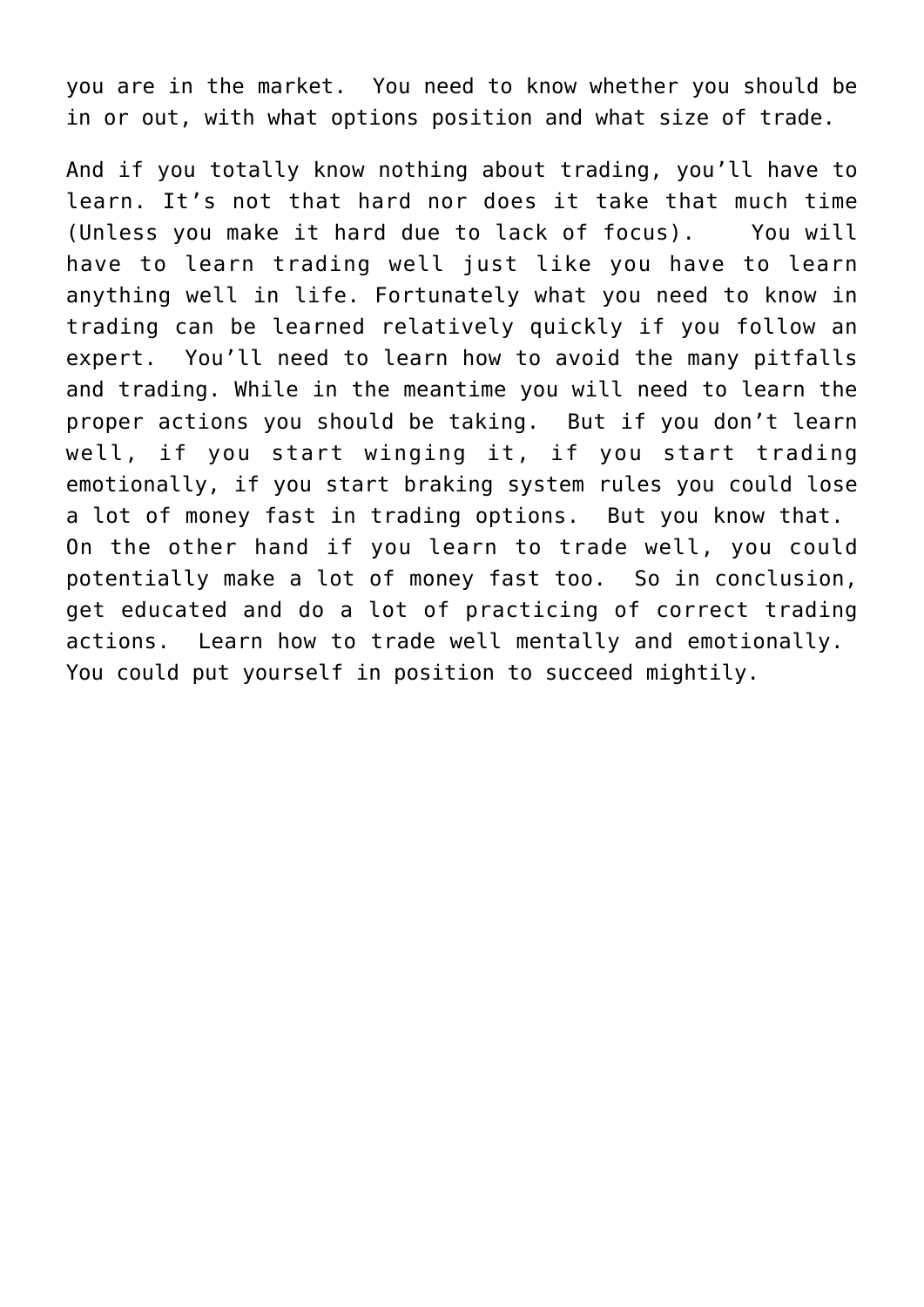you are in the market. You need to know whether you should be in or out, with what options position and what size of trade.

And if you totally know nothing about trading, you'll have to learn. It's not that hard nor does it take that much time (Unless you make it hard due to lack of focus). You will have to learn trading well just like you have to learn anything well in life. Fortunately what you need to know in trading can be learned relatively quickly if you follow an expert. You'll need to learn how to avoid the many pitfalls and trading. While in the meantime you will need to learn the proper actions you should be taking. But if you don't learn well, if you start winging it, if you start trading emotionally, if you start braking system rules you could lose a lot of money fast in trading options. But you know that. On the other hand if you learn to trade well, you could potentially make a lot of money fast too. So in conclusion, get educated and do a lot of practicing of correct trading actions. Learn how to trade well mentally and emotionally. You could put yourself in position to succeed mightily.